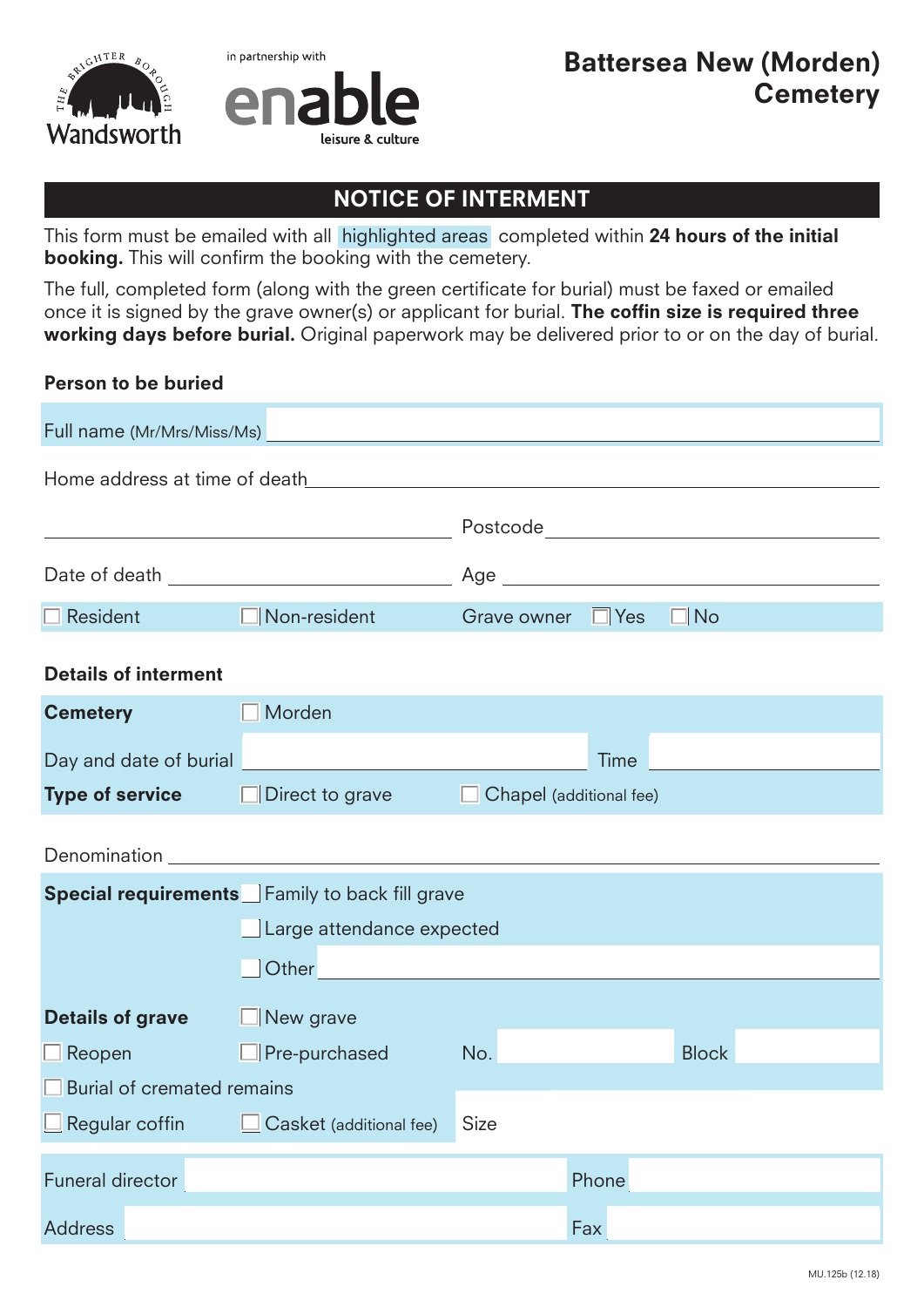The Brighter Borough Wandsworth — in partnership with enable leisure & culture

# Battersea New (Morden) Cemetery

## NOTICE OF INTERMENT

This form must be emailed with all highlighted areas completed within **24 hours of the initial booking.** This will confirm the booking with the cemetery.

The full, completed form (along with the green certificate for burial) must be faxed or emailed once it is signed by the grave owner(s) or applicant for burial. **The coffin size is required three working days before burial.** Original paperwork may be delivered prior to or on the day of burial.

### Person to be buried

Full name (Mr/Mrs/Miss/Ms) ____________________

Home address at time of death ____________________

____________________ Postcode ____________________

Date of death ____________________ Age ____________________

☐ Resident ☐ Non-resident Grave owner ☐ Yes ☐ No

### Details of interment

**Cemetery** ☐ Morden

Day and date of burial ____________________ Time ____________________

**Type of service** ☐ Direct to grave ☐ Chapel (additional fee)

Denomination ____________________

**Special requirements** ☐ Family to back fill grave

☐ Large attendance expected

☐ Other ____________________

**Details of grave** ☐ New grave

☐ Reopen ☐ Pre-purchased No. ____________ Block ____________

☐ Burial of cremated remains

☐ Regular coffin ☐ Casket (additional fee) Size ____________

Funeral director ____________________ Phone ____________________

Address ____________________ Fax ____________________

MU.125b (12.18)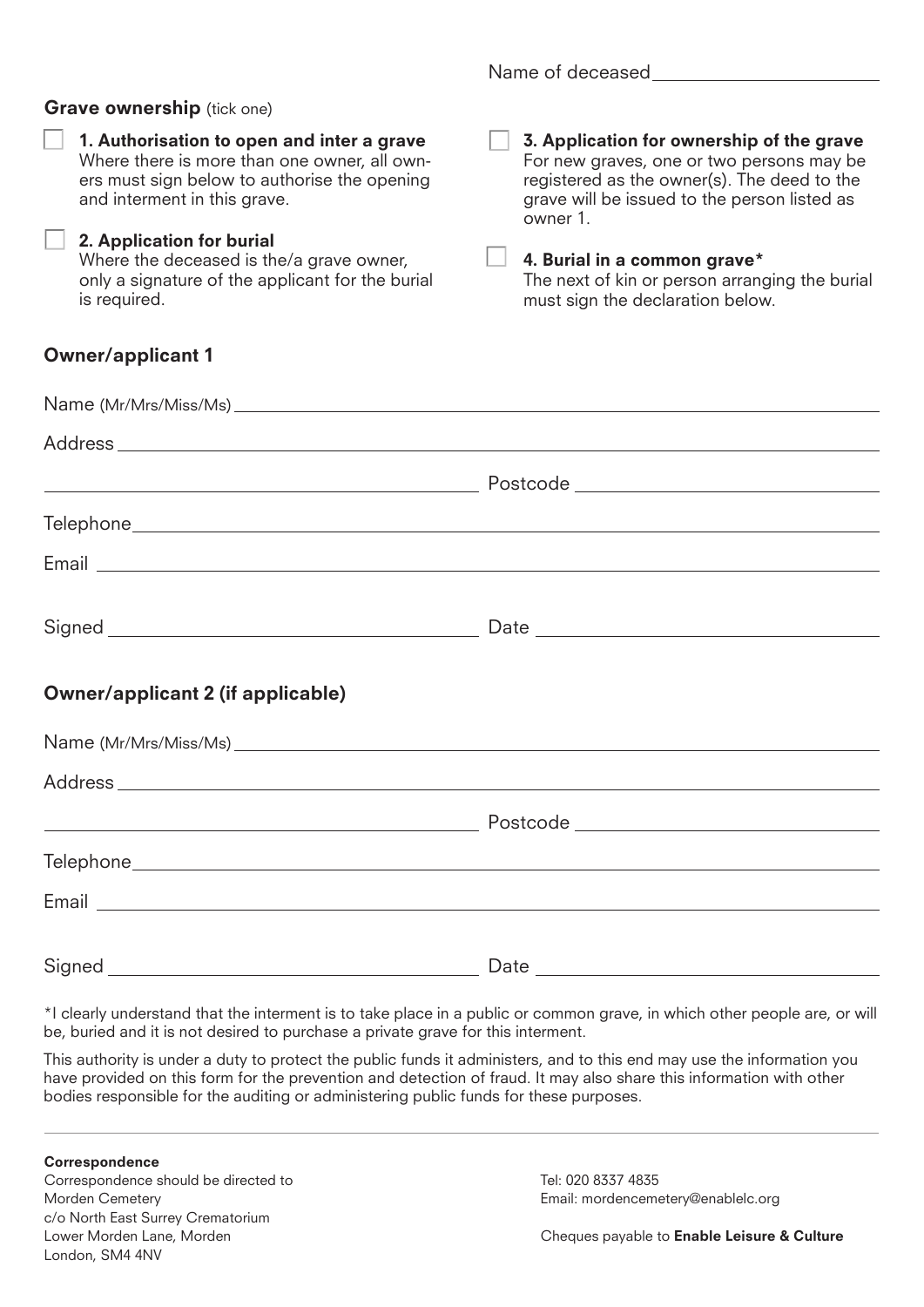Name of deceased ______________________

**Grave ownership** (tick one)

☐ **1. Authorisation to open and inter a grave**
Where there is more than one owner, all owners must sign below to authorise the opening and interment in this grave.

☐ **2. Application for burial**
Where the deceased is the/a grave owner, only a signature of the applicant for the burial is required.

☐ **3. Application for ownership of the grave**
For new graves, one or two persons may be registered as the owner(s). The deed to the grave will be issued to the person listed as owner 1.

☐ **4. Burial in a common grave***
The next of kin or person arranging the burial must sign the declaration below.

## Owner/applicant 1

Name (Mr/Mrs/Miss/Ms) ______________________

Address ______________________

______________________ Postcode ______________________

Telephone ______________________

Email ______________________

Signed ______________________ Date ______________________

## Owner/applicant 2 (if applicable)

Name (Mr/Mrs/Miss/Ms) ______________________

Address ______________________

______________________ Postcode ______________________

Telephone ______________________

Email ______________________

Signed ______________________ Date ______________________

*I clearly understand that the interment is to take place in a public or common grave, in which other people are, or will be, buried and it is not desired to purchase a private grave for this interment.

This authority is under a duty to protect the public funds it administers, and to this end may use the information you have provided on this form for the prevention and detection of fraud. It may also share this information with other bodies responsible for the auditing or administering public funds for these purposes.

---

**Correspondence**

Correspondence should be directed to
Morden Cemetery
c/o North East Surrey Crematorium
Lower Morden Lane, Morden
London, SM4 4NV

Tel: 020 8337 4835
Email: mordencemetery@enablelc.org

Cheques payable to **Enable Leisure & Culture**